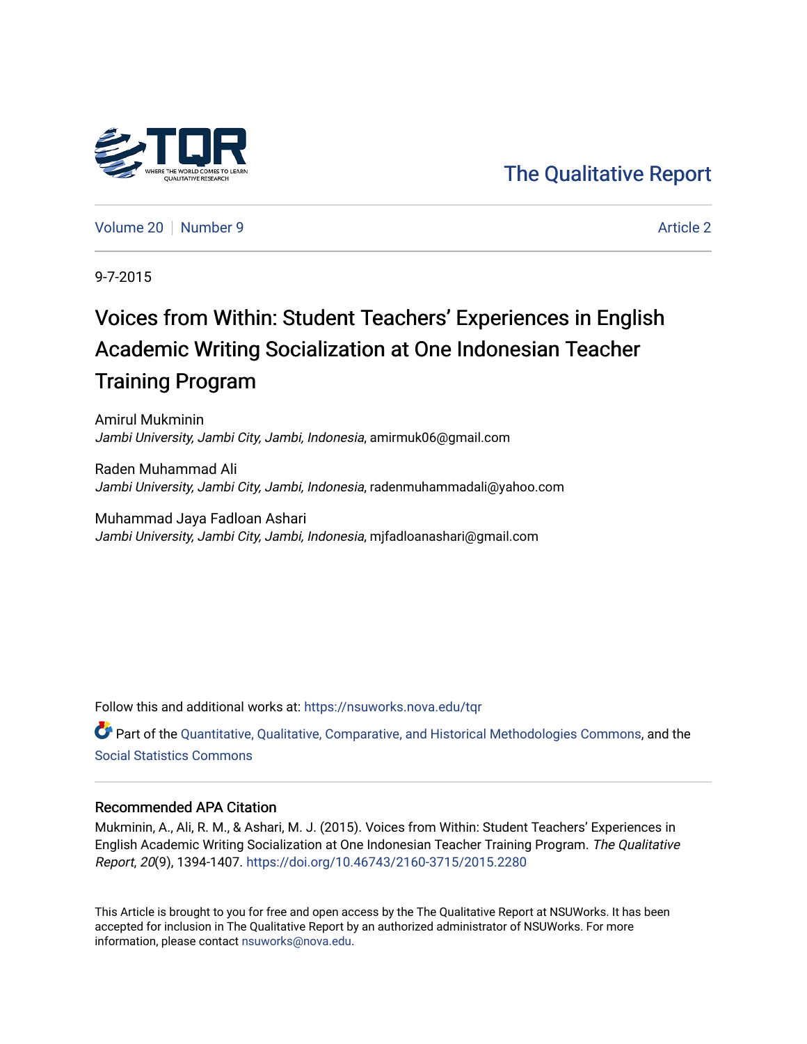The Qualitative Report

Volume 20 | Number 9 | Article 2

9-7-2015

# Voices from Within: Student Teachers' Experiences in English Academic Writing Socialization at One Indonesian Teacher Training Program

Amirul Mukminin  
*Jambi University, Jambi City, Jambi, Indonesia*, amirmuk06@gmail.com

Raden Muhammad Ali  
*Jambi University, Jambi City, Jambi, Indonesia*, radenmuhammadali@yahoo.com

Muhammad Jaya Fadloan Ashari  
*Jambi University, Jambi City, Jambi, Indonesia*, mjfadloanashari@gmail.com

Follow this and additional works at: https://nsuworks.nova.edu/tqr

Part of the Quantitative, Qualitative, Comparative, and Historical Methodologies Commons, and the Social Statistics Commons

## Recommended APA Citation

Mukminin, A., Ali, R. M., & Ashari, M. J. (2015). Voices from Within: Student Teachers' Experiences in English Academic Writing Socialization at One Indonesian Teacher Training Program. *The Qualitative Report*, *20*(9), 1394-1407. https://doi.org/10.46743/2160-3715/2015.2280

This Article is brought to you for free and open access by the The Qualitative Report at NSUWorks. It has been accepted for inclusion in The Qualitative Report by an authorized administrator of NSUWorks. For more information, please contact nsuworks@nova.edu.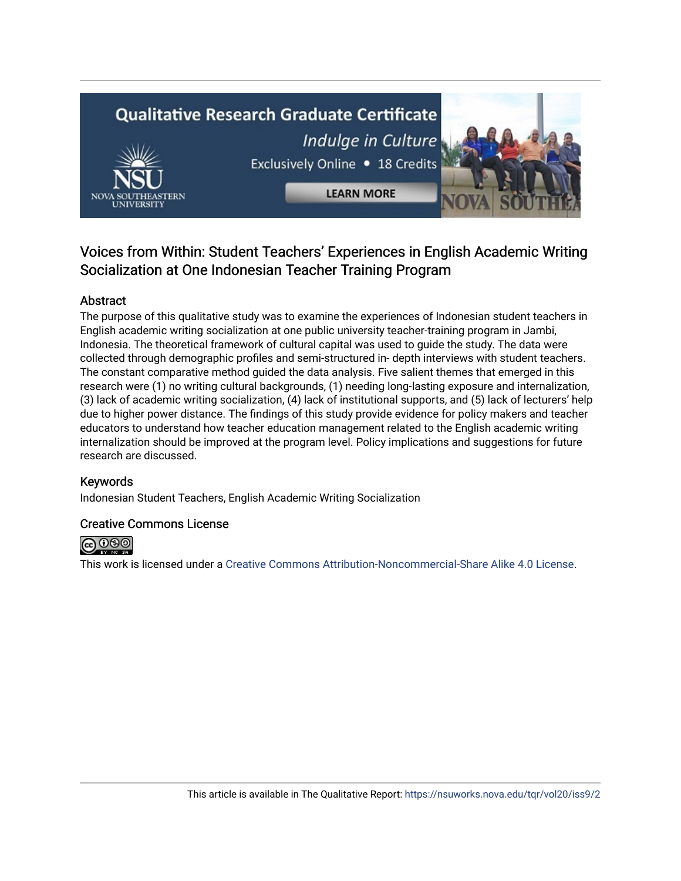Voices from Within: Student Teachers' Experiences in English Academic Writing Socialization at One Indonesian Teacher Training Program

## Abstract

The purpose of this qualitative study was to examine the experiences of Indonesian student teachers in English academic writing socialization at one public university teacher-training program in Jambi, Indonesia. The theoretical framework of cultural capital was used to guide the study. The data were collected through demographic profiles and semi-structured in- depth interviews with student teachers. The constant comparative method guided the data analysis. Five salient themes that emerged in this research were (1) no writing cultural backgrounds, (1) needing long-lasting exposure and internalization, (3) lack of academic writing socialization, (4) lack of institutional supports, and (5) lack of lecturers' help due to higher power distance. The findings of this study provide evidence for policy makers and teacher educators to understand how teacher education management related to the English academic writing internalization should be improved at the program level. Policy implications and suggestions for future research are discussed.

## Keywords

Indonesian Student Teachers, English Academic Writing Socialization

## Creative Commons License

This work is licensed under a Creative Commons Attribution-Noncommercial-Share Alike 4.0 License.

This article is available in The Qualitative Report: https://nsuworks.nova.edu/tqr/vol20/iss9/2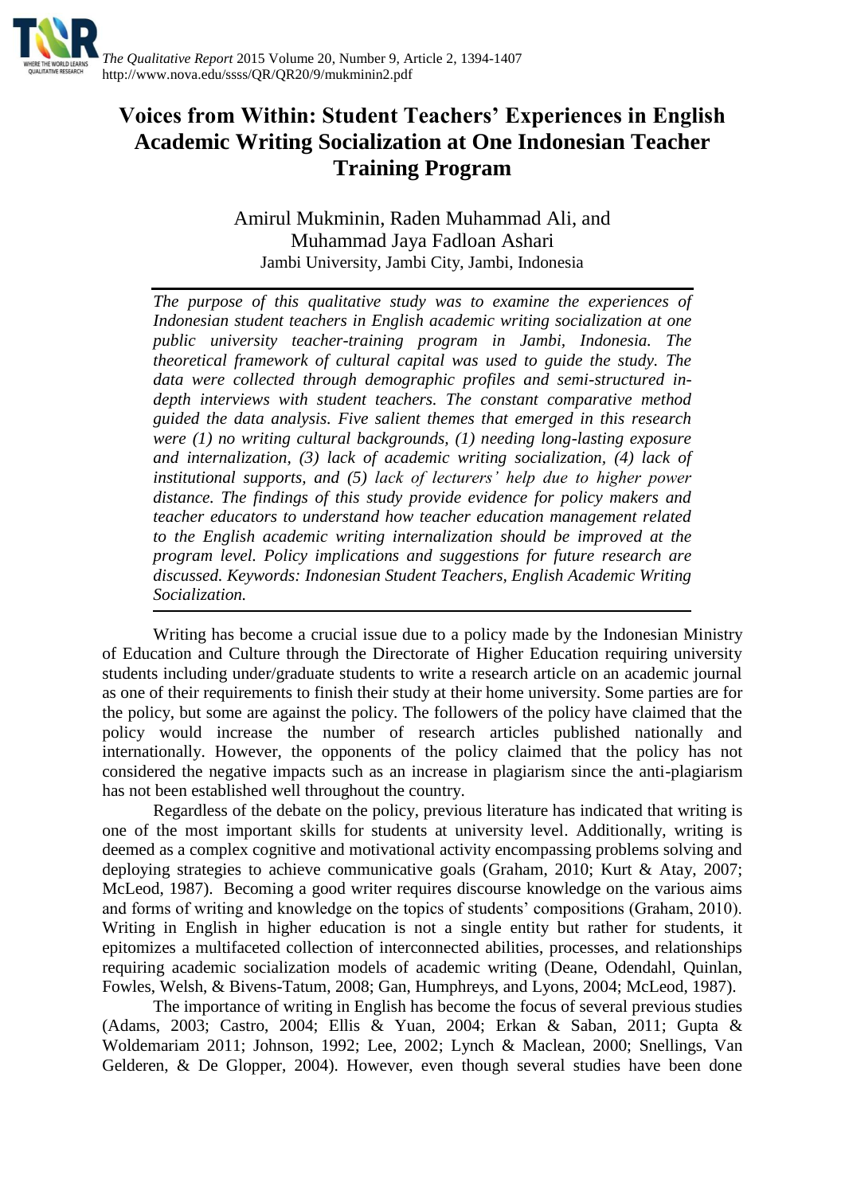# Voices from Within: Student Teachers' Experiences in English Academic Writing Socialization at One Indonesian Teacher Training Program

Amirul Mukminin, Raden Muhammad Ali, and Muhammad Jaya Fadloan Ashari
Jambi University, Jambi City, Jambi, Indonesia

*The purpose of this qualitative study was to examine the experiences of Indonesian student teachers in English academic writing socialization at one public university teacher-training program in Jambi, Indonesia. The theoretical framework of cultural capital was used to guide the study. The data were collected through demographic profiles and semi-structured in-depth interviews with student teachers. The constant comparative method guided the data analysis. Five salient themes that emerged in this research were (1) no writing cultural backgrounds, (1) needing long-lasting exposure and internalization, (3) lack of academic writing socialization, (4) lack of institutional supports, and (5) lack of lecturers' help due to higher power distance. The findings of this study provide evidence for policy makers and teacher educators to understand how teacher education management related to the English academic writing internalization should be improved at the program level. Policy implications and suggestions for future research are discussed. Keywords: Indonesian Student Teachers, English Academic Writing Socialization.*

Writing has become a crucial issue due to a policy made by the Indonesian Ministry of Education and Culture through the Directorate of Higher Education requiring university students including under/graduate students to write a research article on an academic journal as one of their requirements to finish their study at their home university. Some parties are for the policy, but some are against the policy. The followers of the policy have claimed that the policy would increase the number of research articles published nationally and internationally. However, the opponents of the policy claimed that the policy has not considered the negative impacts such as an increase in plagiarism since the anti-plagiarism has not been established well throughout the country.

Regardless of the debate on the policy, previous literature has indicated that writing is one of the most important skills for students at university level. Additionally, writing is deemed as a complex cognitive and motivational activity encompassing problems solving and deploying strategies to achieve communicative goals (Graham, 2010; Kurt & Atay, 2007; McLeod, 1987). Becoming a good writer requires discourse knowledge on the various aims and forms of writing and knowledge on the topics of students' compositions (Graham, 2010). Writing in English in higher education is not a single entity but rather for students, it epitomizes a multifaceted collection of interconnected abilities, processes, and relationships requiring academic socialization models of academic writing (Deane, Odendahl, Quinlan, Fowles, Welsh, & Bivens-Tatum, 2008; Gan, Humphreys, and Lyons, 2004; McLeod, 1987).

The importance of writing in English has become the focus of several previous studies (Adams, 2003; Castro, 2004; Ellis & Yuan, 2004; Erkan & Saban, 2011; Gupta & Woldemariam 2011; Johnson, 1992; Lee, 2002; Lynch & Maclean, 2000; Snellings, Van Gelderen, & De Glopper, 2004). However, even though several studies have been done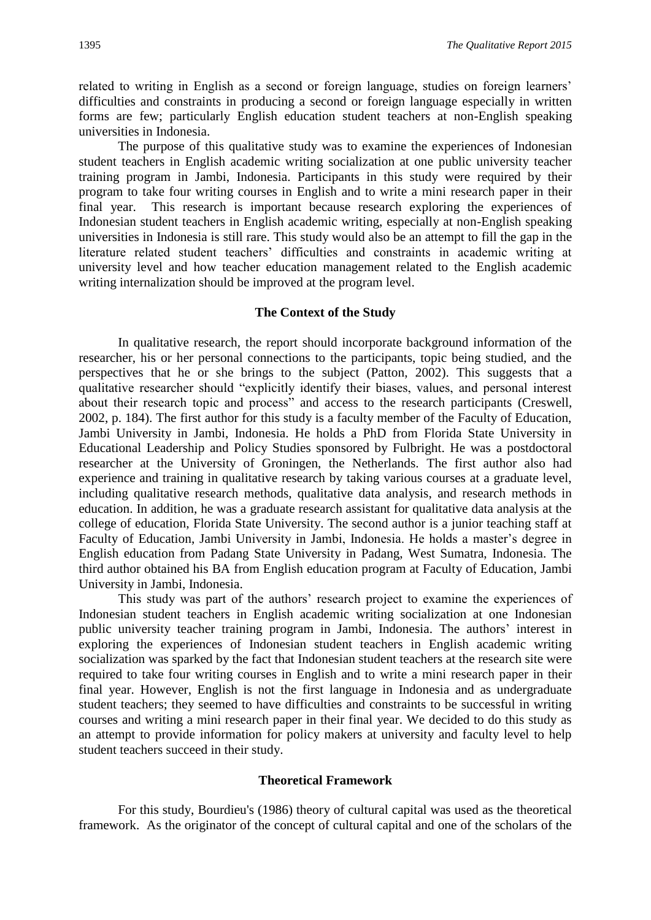related to writing in English as a second or foreign language, studies on foreign learners' difficulties and constraints in producing a second or foreign language especially in written forms are few; particularly English education student teachers at non-English speaking universities in Indonesia.

The purpose of this qualitative study was to examine the experiences of Indonesian student teachers in English academic writing socialization at one public university teacher training program in Jambi, Indonesia. Participants in this study were required by their program to take four writing courses in English and to write a mini research paper in their final year. This research is important because research exploring the experiences of Indonesian student teachers in English academic writing, especially at non-English speaking universities in Indonesia is still rare. This study would also be an attempt to fill the gap in the literature related student teachers' difficulties and constraints in academic writing at university level and how teacher education management related to the English academic writing internalization should be improved at the program level.

## The Context of the Study

In qualitative research, the report should incorporate background information of the researcher, his or her personal connections to the participants, topic being studied, and the perspectives that he or she brings to the subject (Patton, 2002). This suggests that a qualitative researcher should "explicitly identify their biases, values, and personal interest about their research topic and process" and access to the research participants (Creswell, 2002, p. 184). The first author for this study is a faculty member of the Faculty of Education, Jambi University in Jambi, Indonesia. He holds a PhD from Florida State University in Educational Leadership and Policy Studies sponsored by Fulbright. He was a postdoctoral researcher at the University of Groningen, the Netherlands. The first author also had experience and training in qualitative research by taking various courses at a graduate level, including qualitative research methods, qualitative data analysis, and research methods in education. In addition, he was a graduate research assistant for qualitative data analysis at the college of education, Florida State University. The second author is a junior teaching staff at Faculty of Education, Jambi University in Jambi, Indonesia. He holds a master's degree in English education from Padang State University in Padang, West Sumatra, Indonesia. The third author obtained his BA from English education program at Faculty of Education, Jambi University in Jambi, Indonesia.

This study was part of the authors' research project to examine the experiences of Indonesian student teachers in English academic writing socialization at one Indonesian public university teacher training program in Jambi, Indonesia. The authors' interest in exploring the experiences of Indonesian student teachers in English academic writing socialization was sparked by the fact that Indonesian student teachers at the research site were required to take four writing courses in English and to write a mini research paper in their final year. However, English is not the first language in Indonesia and as undergraduate student teachers; they seemed to have difficulties and constraints to be successful in writing courses and writing a mini research paper in their final year. We decided to do this study as an attempt to provide information for policy makers at university and faculty level to help student teachers succeed in their study.

## Theoretical Framework

For this study, Bourdieu's (1986) theory of cultural capital was used as the theoretical framework. As the originator of the concept of cultural capital and one of the scholars of the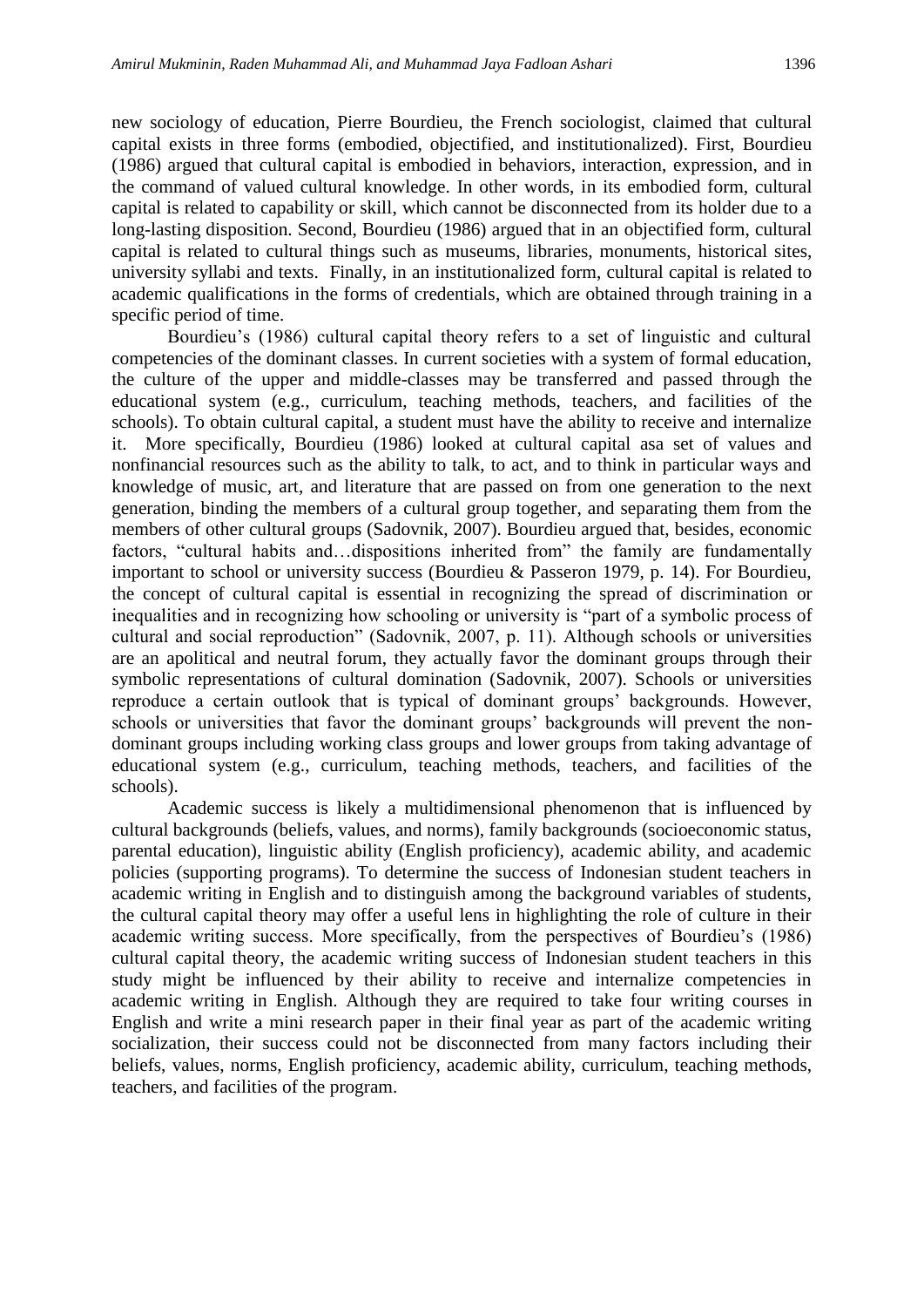new sociology of education, Pierre Bourdieu, the French sociologist, claimed that cultural capital exists in three forms (embodied, objectified, and institutionalized). First, Bourdieu (1986) argued that cultural capital is embodied in behaviors, interaction, expression, and in the command of valued cultural knowledge. In other words, in its embodied form, cultural capital is related to capability or skill, which cannot be disconnected from its holder due to a long-lasting disposition. Second, Bourdieu (1986) argued that in an objectified form, cultural capital is related to cultural things such as museums, libraries, monuments, historical sites, university syllabi and texts. Finally, in an institutionalized form, cultural capital is related to academic qualifications in the forms of credentials, which are obtained through training in a specific period of time.

Bourdieu's (1986) cultural capital theory refers to a set of linguistic and cultural competencies of the dominant classes. In current societies with a system of formal education, the culture of the upper and middle-classes may be transferred and passed through the educational system (e.g., curriculum, teaching methods, teachers, and facilities of the schools). To obtain cultural capital, a student must have the ability to receive and internalize it. More specifically, Bourdieu (1986) looked at cultural capital asa set of values and nonfinancial resources such as the ability to talk, to act, and to think in particular ways and knowledge of music, art, and literature that are passed on from one generation to the next generation, binding the members of a cultural group together, and separating them from the members of other cultural groups (Sadovnik, 2007). Bourdieu argued that, besides, economic factors, "cultural habits and…dispositions inherited from" the family are fundamentally important to school or university success (Bourdieu & Passeron 1979, p. 14). For Bourdieu, the concept of cultural capital is essential in recognizing the spread of discrimination or inequalities and in recognizing how schooling or university is "part of a symbolic process of cultural and social reproduction" (Sadovnik, 2007, p. 11). Although schools or universities are an apolitical and neutral forum, they actually favor the dominant groups through their symbolic representations of cultural domination (Sadovnik, 2007). Schools or universities reproduce a certain outlook that is typical of dominant groups' backgrounds. However, schools or universities that favor the dominant groups' backgrounds will prevent the non-dominant groups including working class groups and lower groups from taking advantage of educational system (e.g., curriculum, teaching methods, teachers, and facilities of the schools).

Academic success is likely a multidimensional phenomenon that is influenced by cultural backgrounds (beliefs, values, and norms), family backgrounds (socioeconomic status, parental education), linguistic ability (English proficiency), academic ability, and academic policies (supporting programs). To determine the success of Indonesian student teachers in academic writing in English and to distinguish among the background variables of students, the cultural capital theory may offer a useful lens in highlighting the role of culture in their academic writing success. More specifically, from the perspectives of Bourdieu's (1986) cultural capital theory, the academic writing success of Indonesian student teachers in this study might be influenced by their ability to receive and internalize competencies in academic writing in English. Although they are required to take four writing courses in English and write a mini research paper in their final year as part of the academic writing socialization, their success could not be disconnected from many factors including their beliefs, values, norms, English proficiency, academic ability, curriculum, teaching methods, teachers, and facilities of the program.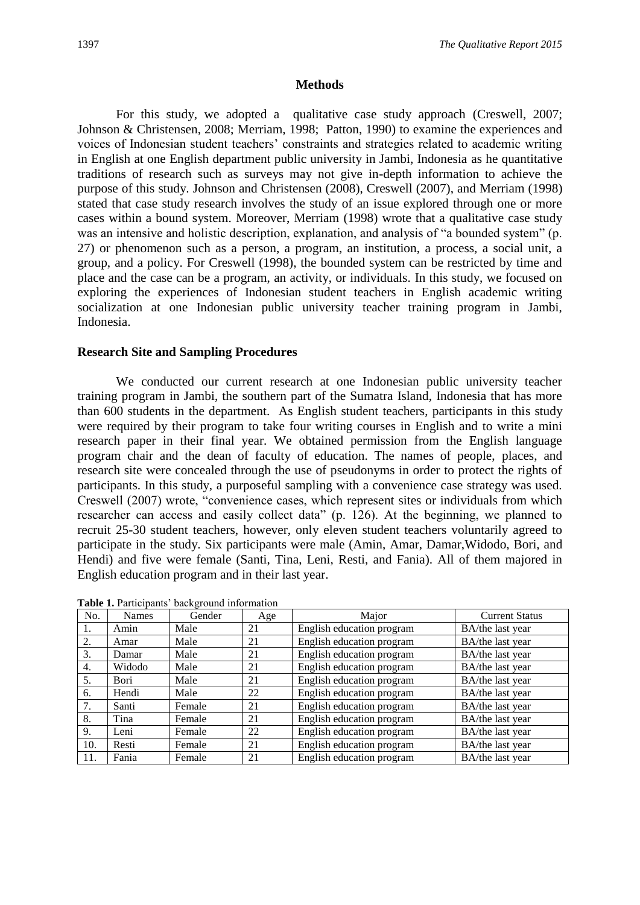## Methods

For this study, we adopted a qualitative case study approach (Creswell, 2007; Johnson & Christensen, 2008; Merriam, 1998; Patton, 1990) to examine the experiences and voices of Indonesian student teachers' constraints and strategies related to academic writing in English at one English department public university in Jambi, Indonesia as he quantitative traditions of research such as surveys may not give in-depth information to achieve the purpose of this study. Johnson and Christensen (2008), Creswell (2007), and Merriam (1998) stated that case study research involves the study of an issue explored through one or more cases within a bound system. Moreover, Merriam (1998) wrote that a qualitative case study was an intensive and holistic description, explanation, and analysis of "a bounded system" (p. 27) or phenomenon such as a person, a program, an institution, a process, a social unit, a group, and a policy. For Creswell (1998), the bounded system can be restricted by time and place and the case can be a program, an activity, or individuals. In this study, we focused on exploring the experiences of Indonesian student teachers in English academic writing socialization at one Indonesian public university teacher training program in Jambi, Indonesia.

### Research Site and Sampling Procedures

We conducted our current research at one Indonesian public university teacher training program in Jambi, the southern part of the Sumatra Island, Indonesia that has more than 600 students in the department. As English student teachers, participants in this study were required by their program to take four writing courses in English and to write a mini research paper in their final year. We obtained permission from the English language program chair and the dean of faculty of education. The names of people, places, and research site were concealed through the use of pseudonyms in order to protect the rights of participants. In this study, a purposeful sampling with a convenience case strategy was used. Creswell (2007) wrote, "convenience cases, which represent sites or individuals from which researcher can access and easily collect data" (p. 126). At the beginning, we planned to recruit 25-30 student teachers, however, only eleven student teachers voluntarily agreed to participate in the study. Six participants were male (Amin, Amar, Damar,Widodo, Bori, and Hendi) and five were female (Santi, Tina, Leni, Resti, and Fania). All of them majored in English education program and in their last year.

**Table 1.** Participants' background information

| No. | Names | Gender | Age | Major | Current Status |
|---|---|---|---|---|---|
| 1. | Amin | Male | 21 | English education program | BA/the last year |
| 2. | Amar | Male | 21 | English education program | BA/the last year |
| 3. | Damar | Male | 21 | English education program | BA/the last year |
| 4. | Widodo | Male | 21 | English education program | BA/the last year |
| 5. | Bori | Male | 21 | English education program | BA/the last year |
| 6. | Hendi | Male | 22 | English education program | BA/the last year |
| 7. | Santi | Female | 21 | English education program | BA/the last year |
| 8. | Tina | Female | 21 | English education program | BA/the last year |
| 9. | Leni | Female | 22 | English education program | BA/the last year |
| 10. | Resti | Female | 21 | English education program | BA/the last year |
| 11. | Fania | Female | 21 | English education program | BA/the last year |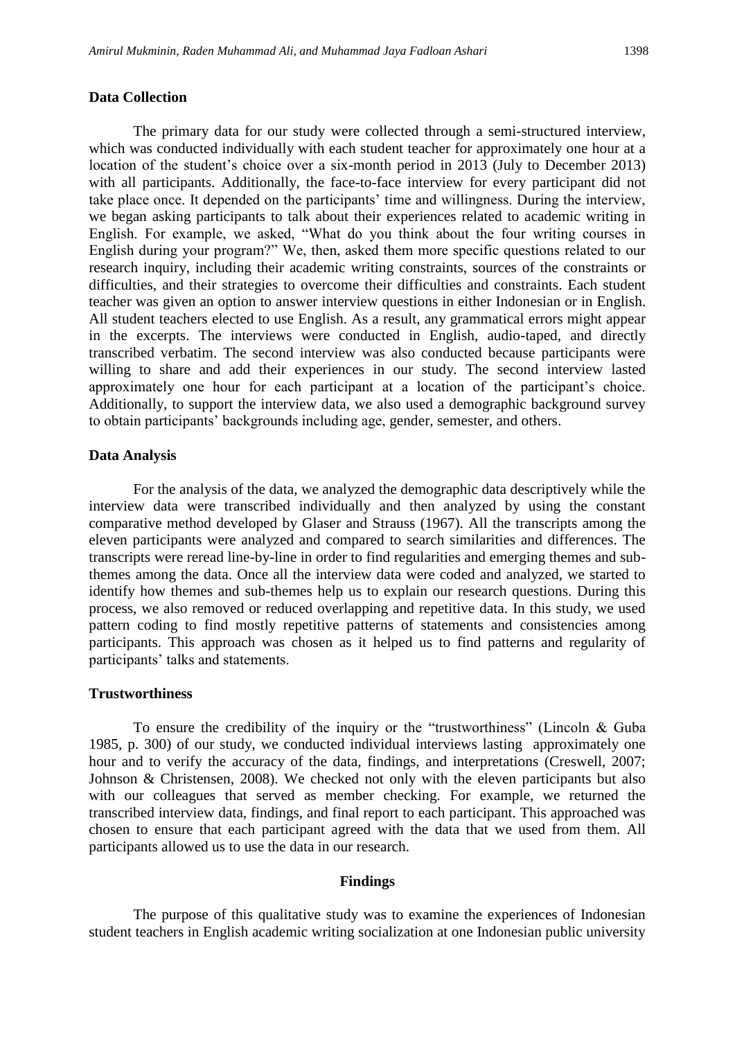## Data Collection

The primary data for our study were collected through a semi-structured interview, which was conducted individually with each student teacher for approximately one hour at a location of the student's choice over a six-month period in 2013 (July to December 2013) with all participants. Additionally, the face-to-face interview for every participant did not take place once. It depended on the participants' time and willingness. During the interview, we began asking participants to talk about their experiences related to academic writing in English. For example, we asked, "What do you think about the four writing courses in English during your program?" We, then, asked them more specific questions related to our research inquiry, including their academic writing constraints, sources of the constraints or difficulties, and their strategies to overcome their difficulties and constraints. Each student teacher was given an option to answer interview questions in either Indonesian or in English. All student teachers elected to use English. As a result, any grammatical errors might appear in the excerpts. The interviews were conducted in English, audio-taped, and directly transcribed verbatim. The second interview was also conducted because participants were willing to share and add their experiences in our study. The second interview lasted approximately one hour for each participant at a location of the participant's choice. Additionally, to support the interview data, we also used a demographic background survey to obtain participants' backgrounds including age, gender, semester, and others.

## Data Analysis

For the analysis of the data, we analyzed the demographic data descriptively while the interview data were transcribed individually and then analyzed by using the constant comparative method developed by Glaser and Strauss (1967). All the transcripts among the eleven participants were analyzed and compared to search similarities and differences. The transcripts were reread line-by-line in order to find regularities and emerging themes and sub-themes among the data. Once all the interview data were coded and analyzed, we started to identify how themes and sub-themes help us to explain our research questions. During this process, we also removed or reduced overlapping and repetitive data. In this study, we used pattern coding to find mostly repetitive patterns of statements and consistencies among participants. This approach was chosen as it helped us to find patterns and regularity of participants' talks and statements.

## Trustworthiness

To ensure the credibility of the inquiry or the "trustworthiness" (Lincoln & Guba 1985, p. 300) of our study, we conducted individual interviews lasting approximately one hour and to verify the accuracy of the data, findings, and interpretations (Creswell, 2007; Johnson & Christensen, 2008). We checked not only with the eleven participants but also with our colleagues that served as member checking. For example, we returned the transcribed interview data, findings, and final report to each participant. This approached was chosen to ensure that each participant agreed with the data that we used from them. All participants allowed us to use the data in our research.

# Findings

The purpose of this qualitative study was to examine the experiences of Indonesian student teachers in English academic writing socialization at one Indonesian public university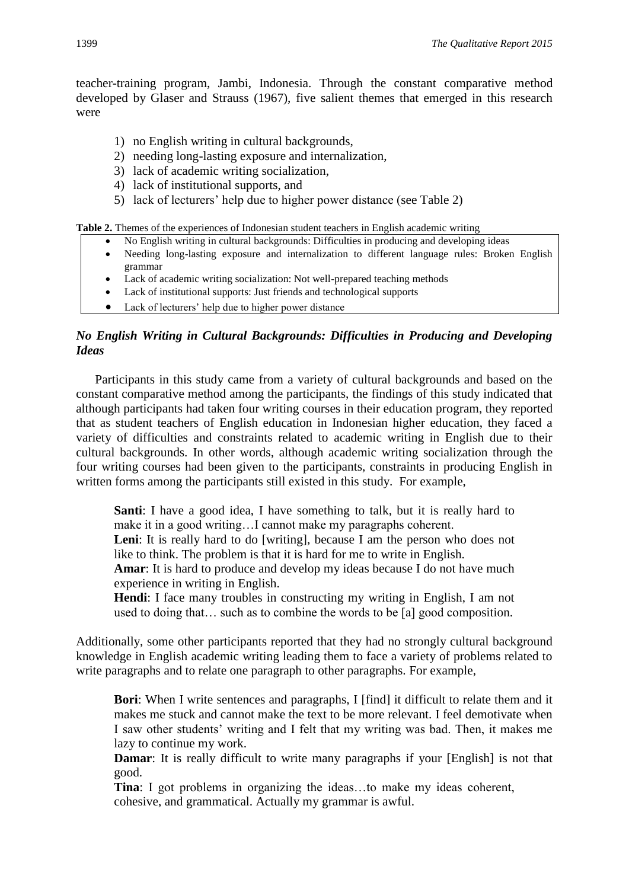teacher-training program, Jambi, Indonesia. Through the constant comparative method developed by Glaser and Strauss (1967), five salient themes that emerged in this research were

1) no English writing in cultural backgrounds,
2) needing long-lasting exposure and internalization,
3) lack of academic writing socialization,
4) lack of institutional supports, and
5) lack of lecturers' help due to higher power distance (see Table 2)

**Table 2.** Themes of the experiences of Indonesian student teachers in English academic writing

- No English writing in cultural backgrounds: Difficulties in producing and developing ideas
- Needing long-lasting exposure and internalization to different language rules: Broken English grammar
- Lack of academic writing socialization: Not well-prepared teaching methods
- Lack of institutional supports: Just friends and technological supports
- Lack of lecturers' help due to higher power distance

### *No English Writing in Cultural Backgrounds: Difficulties in Producing and Developing Ideas*

Participants in this study came from a variety of cultural backgrounds and based on the constant comparative method among the participants, the findings of this study indicated that although participants had taken four writing courses in their education program, they reported that as student teachers of English education in Indonesian higher education, they faced a variety of difficulties and constraints related to academic writing in English due to their cultural backgrounds. In other words, although academic writing socialization through the four writing courses had been given to the participants, constraints in producing English in written forms among the participants still existed in this study. For example,

> **Santi**: I have a good idea, I have something to talk, but it is really hard to make it in a good writing…I cannot make my paragraphs coherent.
> **Leni**: It is really hard to do [writing], because I am the person who does not like to think. The problem is that it is hard for me to write in English.
> **Amar**: It is hard to produce and develop my ideas because I do not have much experience in writing in English.
> **Hendi**: I face many troubles in constructing my writing in English, I am not used to doing that… such as to combine the words to be [a] good composition.

Additionally, some other participants reported that they had no strongly cultural background knowledge in English academic writing leading them to face a variety of problems related to write paragraphs and to relate one paragraph to other paragraphs. For example,

> **Bori**: When I write sentences and paragraphs, I [find] it difficult to relate them and it makes me stuck and cannot make the text to be more relevant. I feel demotivate when I saw other students' writing and I felt that my writing was bad. Then, it makes me lazy to continue my work.
> **Damar**: It is really difficult to write many paragraphs if your [English] is not that good.
> **Tina**: I got problems in organizing the ideas…to make my ideas coherent, cohesive, and grammatical. Actually my grammar is awful.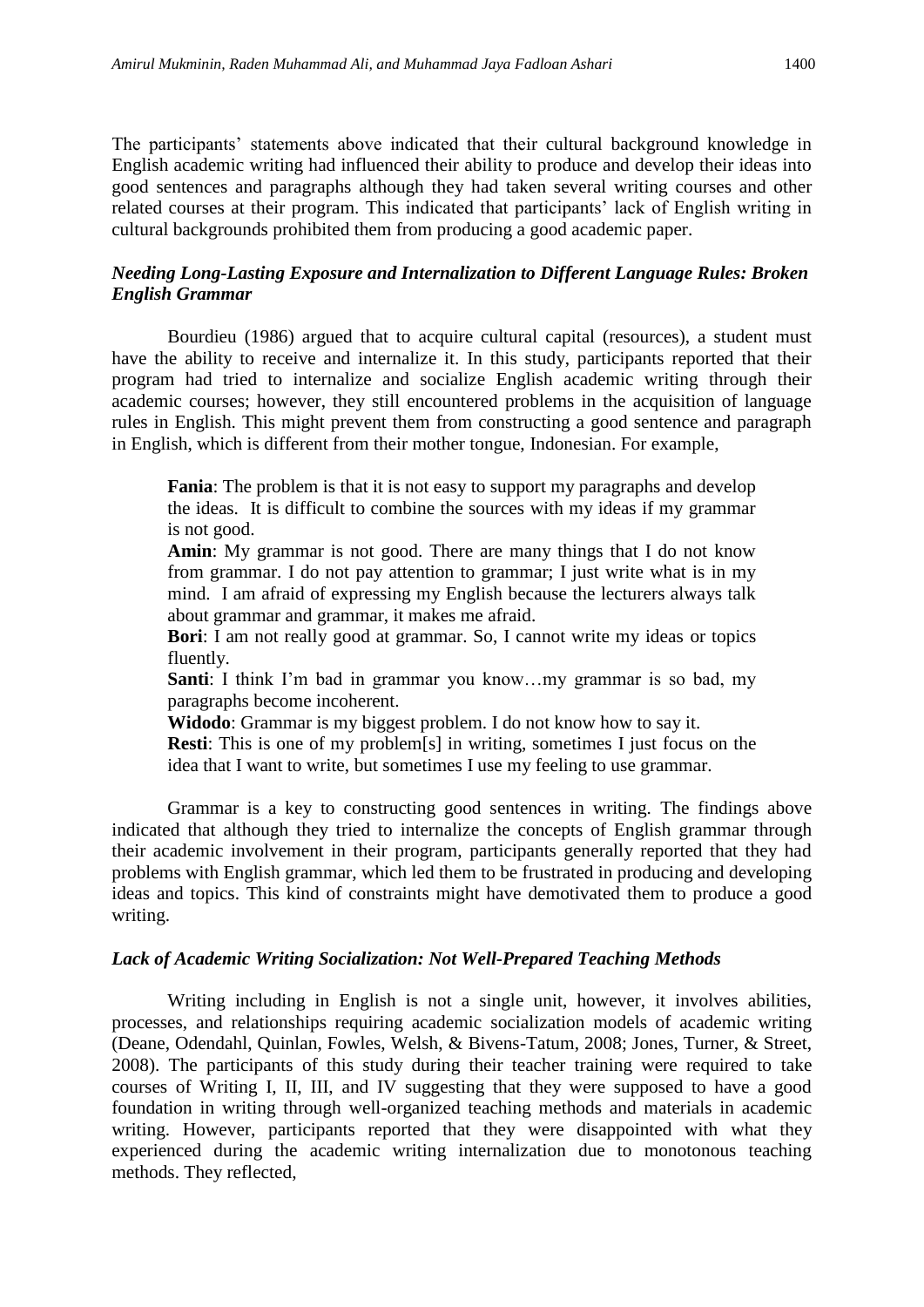The participants' statements above indicated that their cultural background knowledge in English academic writing had influenced their ability to produce and develop their ideas into good sentences and paragraphs although they had taken several writing courses and other related courses at their program. This indicated that participants' lack of English writing in cultural backgrounds prohibited them from producing a good academic paper.

### *Needing Long-Lasting Exposure and Internalization to Different Language Rules: Broken English Grammar*

Bourdieu (1986) argued that to acquire cultural capital (resources), a student must have the ability to receive and internalize it. In this study, participants reported that their program had tried to internalize and socialize English academic writing through their academic courses; however, they still encountered problems in the acquisition of language rules in English. This might prevent them from constructing a good sentence and paragraph in English, which is different from their mother tongue, Indonesian. For example,

> **Fania**: The problem is that it is not easy to support my paragraphs and develop the ideas. It is difficult to combine the sources with my ideas if my grammar is not good.
>
> **Amin**: My grammar is not good. There are many things that I do not know from grammar. I do not pay attention to grammar; I just write what is in my mind. I am afraid of expressing my English because the lecturers always talk about grammar and grammar, it makes me afraid.
>
> **Bori**: I am not really good at grammar. So, I cannot write my ideas or topics fluently.
>
> **Santi**: I think I'm bad in grammar you know…my grammar is so bad, my paragraphs become incoherent.
>
> **Widodo**: Grammar is my biggest problem. I do not know how to say it.
>
> **Resti**: This is one of my problem[s] in writing, sometimes I just focus on the idea that I want to write, but sometimes I use my feeling to use grammar.

Grammar is a key to constructing good sentences in writing. The findings above indicated that although they tried to internalize the concepts of English grammar through their academic involvement in their program, participants generally reported that they had problems with English grammar, which led them to be frustrated in producing and developing ideas and topics. This kind of constraints might have demotivated them to produce a good writing.

### *Lack of Academic Writing Socialization: Not Well-Prepared Teaching Methods*

Writing including in English is not a single unit, however, it involves abilities, processes, and relationships requiring academic socialization models of academic writing (Deane, Odendahl, Quinlan, Fowles, Welsh, & Bivens-Tatum, 2008; Jones, Turner, & Street, 2008). The participants of this study during their teacher training were required to take courses of Writing I, II, III, and IV suggesting that they were supposed to have a good foundation in writing through well-organized teaching methods and materials in academic writing. However, participants reported that they were disappointed with what they experienced during the academic writing internalization due to monotonous teaching methods. They reflected,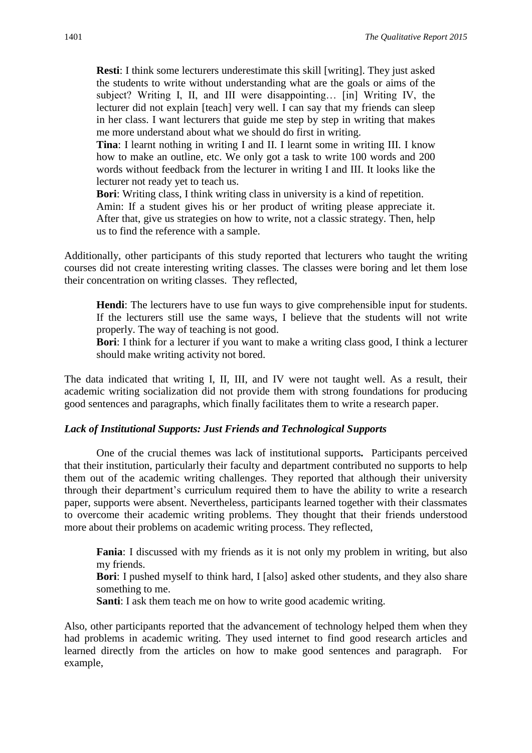> **Resti**: I think some lecturers underestimate this skill [writing]. They just asked the students to write without understanding what are the goals or aims of the subject? Writing I, II, and III were disappointing… [in] Writing IV, the lecturer did not explain [teach] very well. I can say that my friends can sleep in her class. I want lecturers that guide me step by step in writing that makes me more understand about what we should do first in writing.
>
> **Tina**: I learnt nothing in writing I and II. I learnt some in writing III. I know how to make an outline, etc. We only got a task to write 100 words and 200 words without feedback from the lecturer in writing I and III. It looks like the lecturer not ready yet to teach us.
>
> **Bori**: Writing class, I think writing class in university is a kind of repetition.
>
> Amin: If a student gives his or her product of writing please appreciate it. After that, give us strategies on how to write, not a classic strategy. Then, help us to find the reference with a sample.

Additionally, other participants of this study reported that lecturers who taught the writing courses did not create interesting writing classes. The classes were boring and let them lose their concentration on writing classes. They reflected,

> **Hendi**: The lecturers have to use fun ways to give comprehensible input for students. If the lecturers still use the same ways, I believe that the students will not write properly. The way of teaching is not good.
>
> **Bori**: I think for a lecturer if you want to make a writing class good, I think a lecturer should make writing activity not bored.

The data indicated that writing I, II, III, and IV were not taught well. As a result, their academic writing socialization did not provide them with strong foundations for producing good sentences and paragraphs, which finally facilitates them to write a research paper.

### *Lack of Institutional Supports: Just Friends and Technological Supports*

One of the crucial themes was lack of institutional supports**.** Participants perceived that their institution, particularly their faculty and department contributed no supports to help them out of the academic writing challenges. They reported that although their university through their department's curriculum required them to have the ability to write a research paper, supports were absent. Nevertheless, participants learned together with their classmates to overcome their academic writing problems. They thought that their friends understood more about their problems on academic writing process. They reflected,

> **Fania**: I discussed with my friends as it is not only my problem in writing, but also my friends.
>
> **Bori**: I pushed myself to think hard, I [also] asked other students, and they also share something to me.
>
> **Santi**: I ask them teach me on how to write good academic writing.

Also, other participants reported that the advancement of technology helped them when they had problems in academic writing. They used internet to find good research articles and learned directly from the articles on how to make good sentences and paragraph. For example,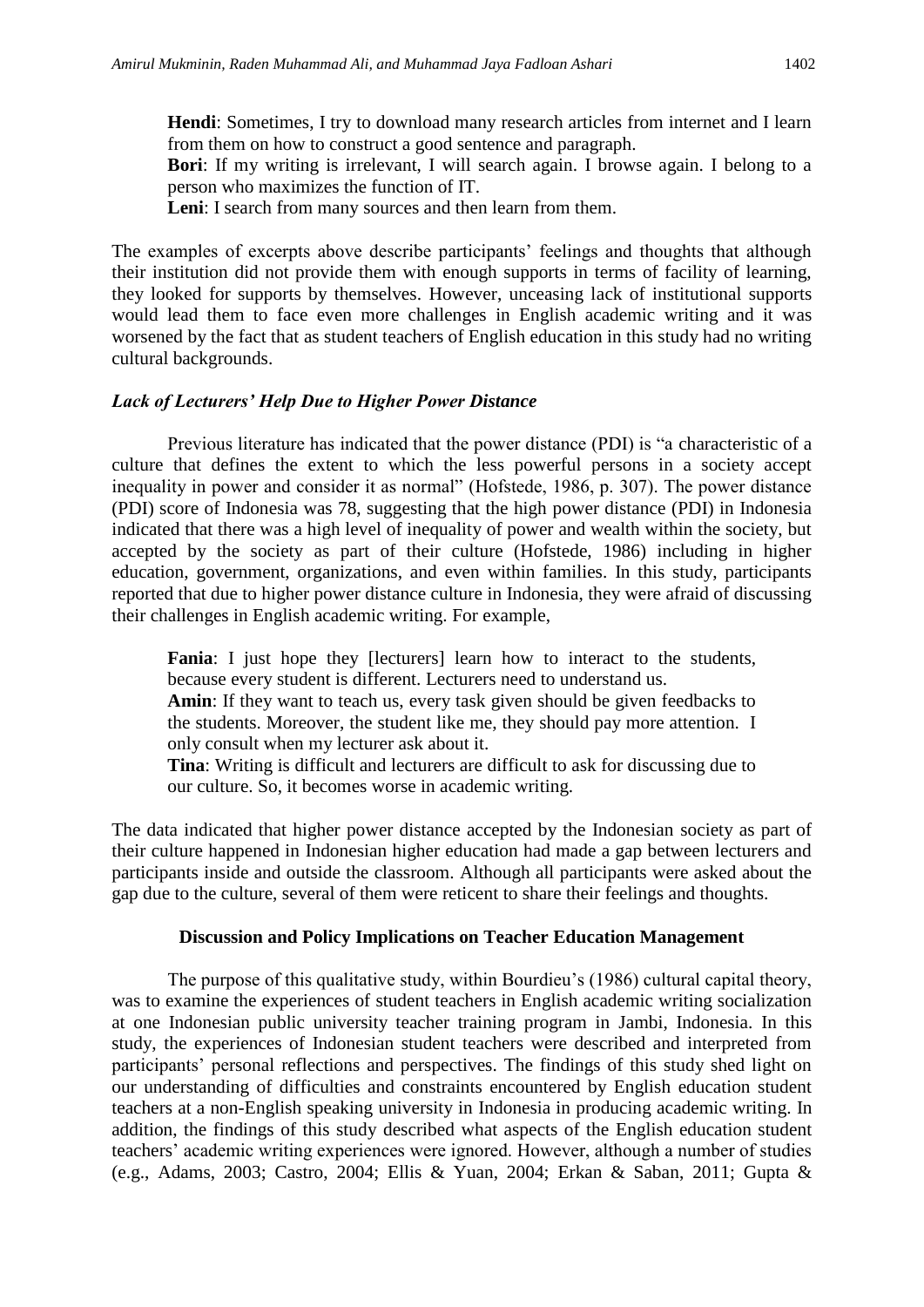**Hendi**: Sometimes, I try to download many research articles from internet and I learn from them on how to construct a good sentence and paragraph.

**Bori**: If my writing is irrelevant, I will search again. I browse again. I belong to a person who maximizes the function of IT.

**Leni**: I search from many sources and then learn from them.

The examples of excerpts above describe participants' feelings and thoughts that although their institution did not provide them with enough supports in terms of facility of learning, they looked for supports by themselves. However, unceasing lack of institutional supports would lead them to face even more challenges in English academic writing and it was worsened by the fact that as student teachers of English education in this study had no writing cultural backgrounds.

### *Lack of Lecturers' Help Due to Higher Power Distance*

Previous literature has indicated that the power distance (PDI) is "a characteristic of a culture that defines the extent to which the less powerful persons in a society accept inequality in power and consider it as normal" (Hofstede, 1986, p. 307). The power distance (PDI) score of Indonesia was 78, suggesting that the high power distance (PDI) in Indonesia indicated that there was a high level of inequality of power and wealth within the society, but accepted by the society as part of their culture (Hofstede, 1986) including in higher education, government, organizations, and even within families. In this study, participants reported that due to higher power distance culture in Indonesia, they were afraid of discussing their challenges in English academic writing. For example,

**Fania**: I just hope they [lecturers] learn how to interact to the students, because every student is different. Lecturers need to understand us.

**Amin**: If they want to teach us, every task given should be given feedbacks to the students. Moreover, the student like me, they should pay more attention. I only consult when my lecturer ask about it.

**Tina**: Writing is difficult and lecturers are difficult to ask for discussing due to our culture. So, it becomes worse in academic writing.

The data indicated that higher power distance accepted by the Indonesian society as part of their culture happened in Indonesian higher education had made a gap between lecturers and participants inside and outside the classroom. Although all participants were asked about the gap due to the culture, several of them were reticent to share their feelings and thoughts.

## Discussion and Policy Implications on Teacher Education Management

The purpose of this qualitative study, within Bourdieu's (1986) cultural capital theory, was to examine the experiences of student teachers in English academic writing socialization at one Indonesian public university teacher training program in Jambi, Indonesia. In this study, the experiences of Indonesian student teachers were described and interpreted from participants' personal reflections and perspectives. The findings of this study shed light on our understanding of difficulties and constraints encountered by English education student teachers at a non-English speaking university in Indonesia in producing academic writing. In addition, the findings of this study described what aspects of the English education student teachers' academic writing experiences were ignored. However, although a number of studies (e.g., Adams, 2003; Castro, 2004; Ellis & Yuan, 2004; Erkan & Saban, 2011; Gupta &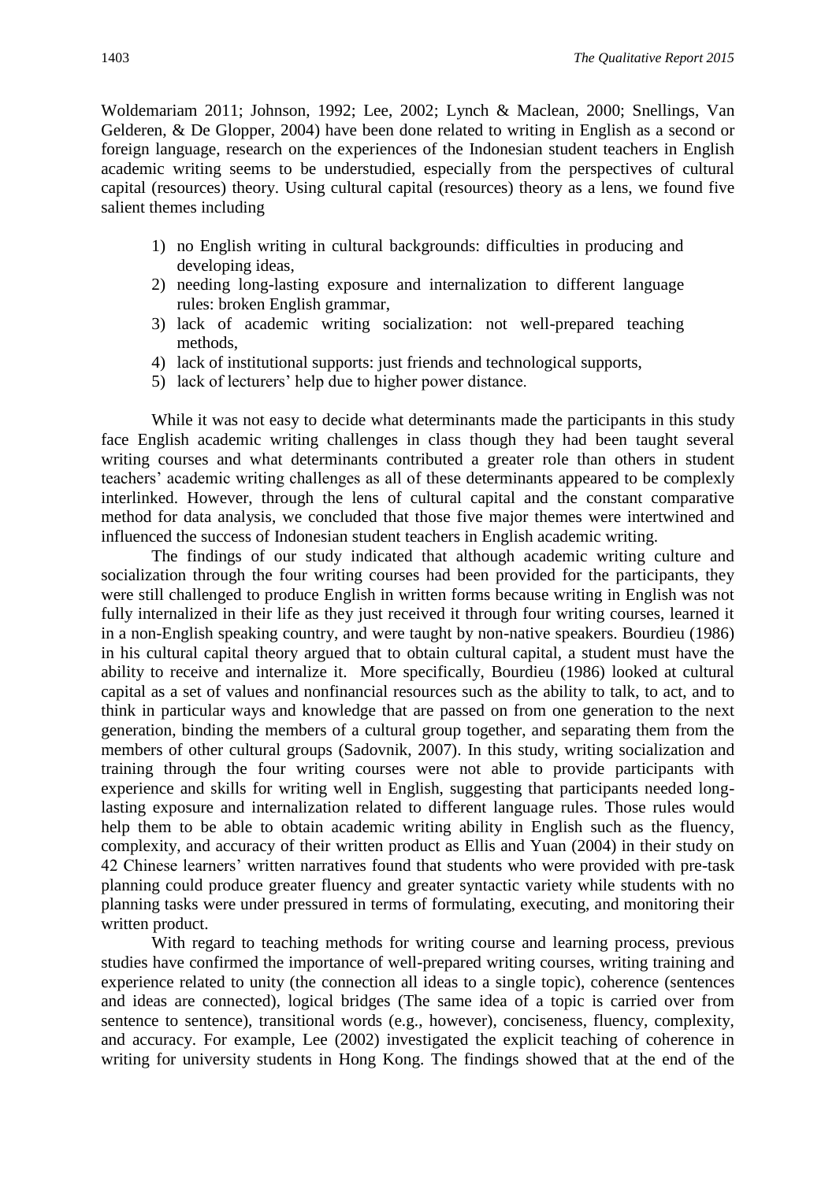Woldemariam 2011; Johnson, 1992; Lee, 2002; Lynch & Maclean, 2000; Snellings, Van Gelderen, & De Glopper, 2004) have been done related to writing in English as a second or foreign language, research on the experiences of the Indonesian student teachers in English academic writing seems to be understudied, especially from the perspectives of cultural capital (resources) theory. Using cultural capital (resources) theory as a lens, we found five salient themes including

1) no English writing in cultural backgrounds: difficulties in producing and developing ideas,
2) needing long-lasting exposure and internalization to different language rules: broken English grammar,
3) lack of academic writing socialization: not well-prepared teaching methods,
4) lack of institutional supports: just friends and technological supports,
5) lack of lecturers' help due to higher power distance.

While it was not easy to decide what determinants made the participants in this study face English academic writing challenges in class though they had been taught several writing courses and what determinants contributed a greater role than others in student teachers' academic writing challenges as all of these determinants appeared to be complexly interlinked. However, through the lens of cultural capital and the constant comparative method for data analysis, we concluded that those five major themes were intertwined and influenced the success of Indonesian student teachers in English academic writing.

The findings of our study indicated that although academic writing culture and socialization through the four writing courses had been provided for the participants, they were still challenged to produce English in written forms because writing in English was not fully internalized in their life as they just received it through four writing courses, learned it in a non-English speaking country, and were taught by non-native speakers. Bourdieu (1986) in his cultural capital theory argued that to obtain cultural capital, a student must have the ability to receive and internalize it. More specifically, Bourdieu (1986) looked at cultural capital as a set of values and nonfinancial resources such as the ability to talk, to act, and to think in particular ways and knowledge that are passed on from one generation to the next generation, binding the members of a cultural group together, and separating them from the members of other cultural groups (Sadovnik, 2007). In this study, writing socialization and training through the four writing courses were not able to provide participants with experience and skills for writing well in English, suggesting that participants needed long-lasting exposure and internalization related to different language rules. Those rules would help them to be able to obtain academic writing ability in English such as the fluency, complexity, and accuracy of their written product as Ellis and Yuan (2004) in their study on 42 Chinese learners' written narratives found that students who were provided with pre-task planning could produce greater fluency and greater syntactic variety while students with no planning tasks were under pressured in terms of formulating, executing, and monitoring their written product.

With regard to teaching methods for writing course and learning process, previous studies have confirmed the importance of well-prepared writing courses, writing training and experience related to unity (the connection all ideas to a single topic), coherence (sentences and ideas are connected), logical bridges (The same idea of a topic is carried over from sentence to sentence), transitional words (e.g., however), conciseness, fluency, complexity, and accuracy. For example, Lee (2002) investigated the explicit teaching of coherence in writing for university students in Hong Kong. The findings showed that at the end of the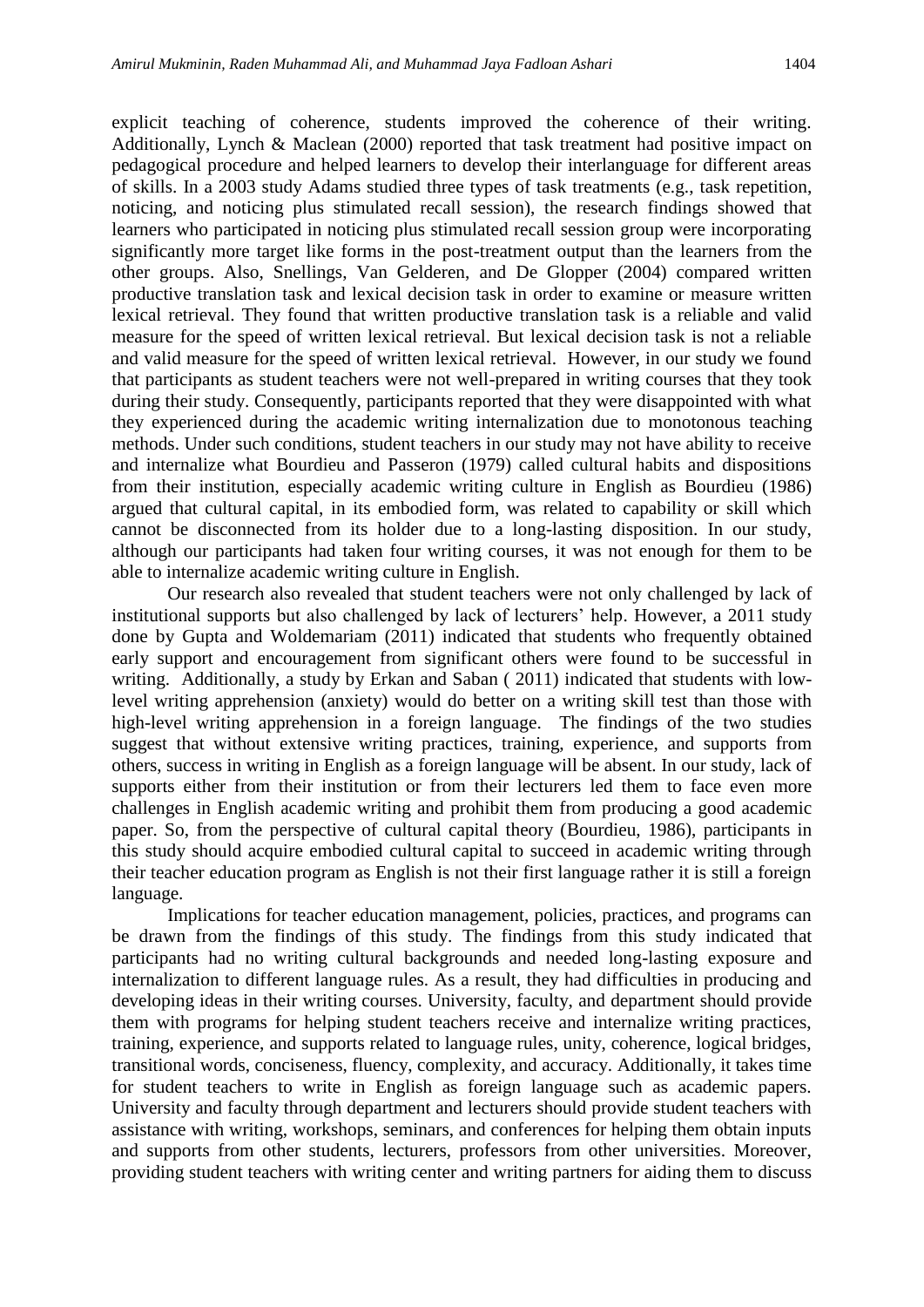explicit teaching of coherence, students improved the coherence of their writing. Additionally, Lynch & Maclean (2000) reported that task treatment had positive impact on pedagogical procedure and helped learners to develop their interlanguage for different areas of skills. In a 2003 study Adams studied three types of task treatments (e.g., task repetition, noticing, and noticing plus stimulated recall session), the research findings showed that learners who participated in noticing plus stimulated recall session group were incorporating significantly more target like forms in the post-treatment output than the learners from the other groups. Also, Snellings, Van Gelderen, and De Glopper (2004) compared written productive translation task and lexical decision task in order to examine or measure written lexical retrieval. They found that written productive translation task is a reliable and valid measure for the speed of written lexical retrieval. But lexical decision task is not a reliable and valid measure for the speed of written lexical retrieval. However, in our study we found that participants as student teachers were not well-prepared in writing courses that they took during their study. Consequently, participants reported that they were disappointed with what they experienced during the academic writing internalization due to monotonous teaching methods. Under such conditions, student teachers in our study may not have ability to receive and internalize what Bourdieu and Passeron (1979) called cultural habits and dispositions from their institution, especially academic writing culture in English as Bourdieu (1986) argued that cultural capital, in its embodied form, was related to capability or skill which cannot be disconnected from its holder due to a long-lasting disposition. In our study, although our participants had taken four writing courses, it was not enough for them to be able to internalize academic writing culture in English.

Our research also revealed that student teachers were not only challenged by lack of institutional supports but also challenged by lack of lecturers' help. However, a 2011 study done by Gupta and Woldemariam (2011) indicated that students who frequently obtained early support and encouragement from significant others were found to be successful in writing. Additionally, a study by Erkan and Saban ( 2011) indicated that students with low-level writing apprehension (anxiety) would do better on a writing skill test than those with high-level writing apprehension in a foreign language. The findings of the two studies suggest that without extensive writing practices, training, experience, and supports from others, success in writing in English as a foreign language will be absent. In our study, lack of supports either from their institution or from their lecturers led them to face even more challenges in English academic writing and prohibit them from producing a good academic paper. So, from the perspective of cultural capital theory (Bourdieu, 1986), participants in this study should acquire embodied cultural capital to succeed in academic writing through their teacher education program as English is not their first language rather it is still a foreign language.

Implications for teacher education management, policies, practices, and programs can be drawn from the findings of this study. The findings from this study indicated that participants had no writing cultural backgrounds and needed long-lasting exposure and internalization to different language rules. As a result, they had difficulties in producing and developing ideas in their writing courses. University, faculty, and department should provide them with programs for helping student teachers receive and internalize writing practices, training, experience, and supports related to language rules, unity, coherence, logical bridges, transitional words, conciseness, fluency, complexity, and accuracy. Additionally, it takes time for student teachers to write in English as foreign language such as academic papers. University and faculty through department and lecturers should provide student teachers with assistance with writing, workshops, seminars, and conferences for helping them obtain inputs and supports from other students, lecturers, professors from other universities. Moreover, providing student teachers with writing center and writing partners for aiding them to discuss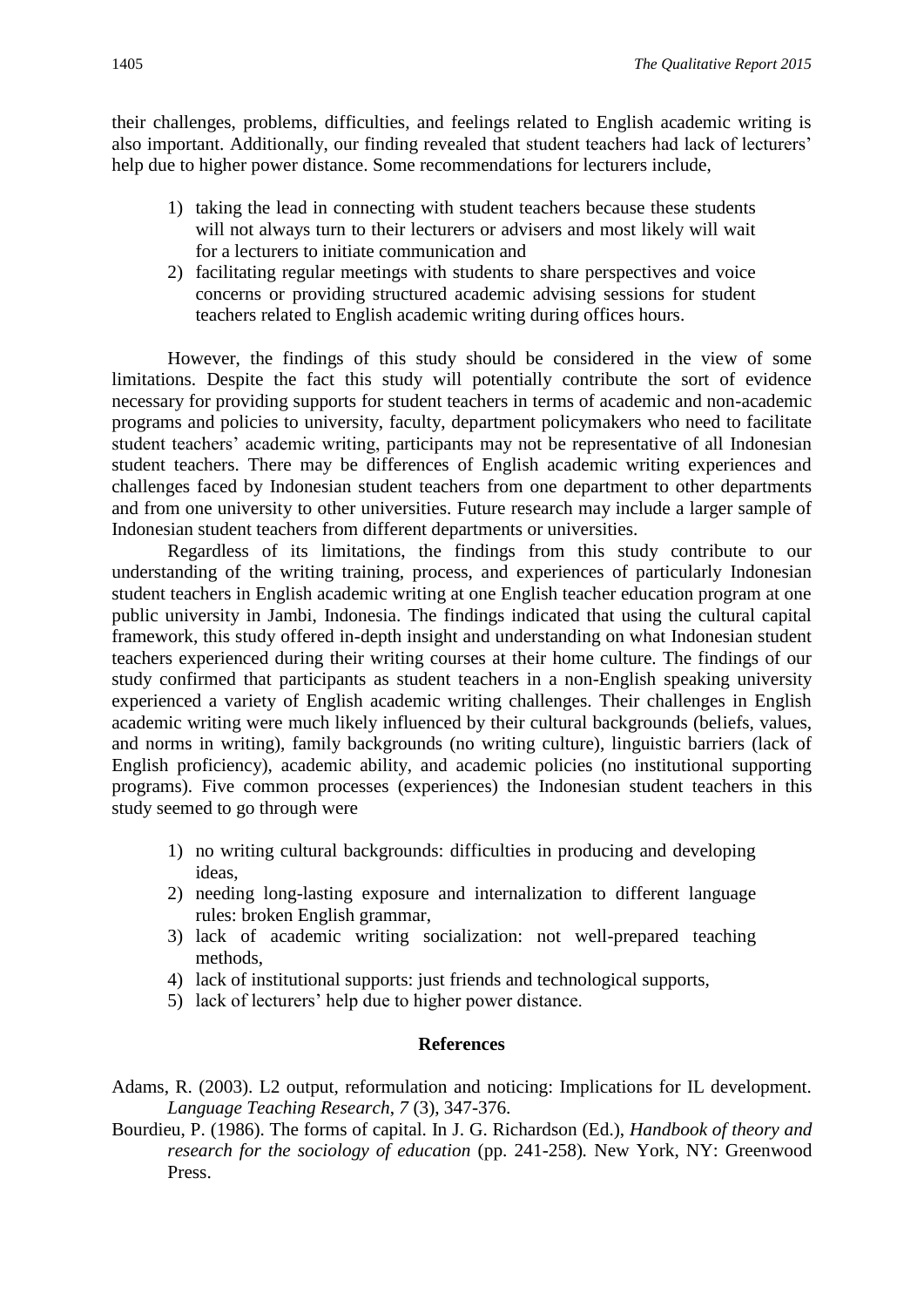their challenges, problems, difficulties, and feelings related to English academic writing is also important. Additionally, our finding revealed that student teachers had lack of lecturers' help due to higher power distance. Some recommendations for lecturers include,

1) taking the lead in connecting with student teachers because these students will not always turn to their lecturers or advisers and most likely will wait for a lecturers to initiate communication and
2) facilitating regular meetings with students to share perspectives and voice concerns or providing structured academic advising sessions for student teachers related to English academic writing during offices hours.

However, the findings of this study should be considered in the view of some limitations. Despite the fact this study will potentially contribute the sort of evidence necessary for providing supports for student teachers in terms of academic and non-academic programs and policies to university, faculty, department policymakers who need to facilitate student teachers' academic writing, participants may not be representative of all Indonesian student teachers. There may be differences of English academic writing experiences and challenges faced by Indonesian student teachers from one department to other departments and from one university to other universities. Future research may include a larger sample of Indonesian student teachers from different departments or universities.

Regardless of its limitations, the findings from this study contribute to our understanding of the writing training, process, and experiences of particularly Indonesian student teachers in English academic writing at one English teacher education program at one public university in Jambi, Indonesia. The findings indicated that using the cultural capital framework, this study offered in-depth insight and understanding on what Indonesian student teachers experienced during their writing courses at their home culture. The findings of our study confirmed that participants as student teachers in a non-English speaking university experienced a variety of English academic writing challenges. Their challenges in English academic writing were much likely influenced by their cultural backgrounds (beliefs, values, and norms in writing), family backgrounds (no writing culture), linguistic barriers (lack of English proficiency), academic ability, and academic policies (no institutional supporting programs). Five common processes (experiences) the Indonesian student teachers in this study seemed to go through were

1) no writing cultural backgrounds: difficulties in producing and developing ideas,
2) needing long-lasting exposure and internalization to different language rules: broken English grammar,
3) lack of academic writing socialization: not well-prepared teaching methods,
4) lack of institutional supports: just friends and technological supports,
5) lack of lecturers' help due to higher power distance.

## References

Adams, R. (2003). L2 output, reformulation and noticing: Implications for IL development. *Language Teaching Research*, *7* (3), 347-376.

Bourdieu, P. (1986). The forms of capital. In J. G. Richardson (Ed.), *Handbook of theory and research for the sociology of education* (pp. 241-258). New York, NY: Greenwood Press.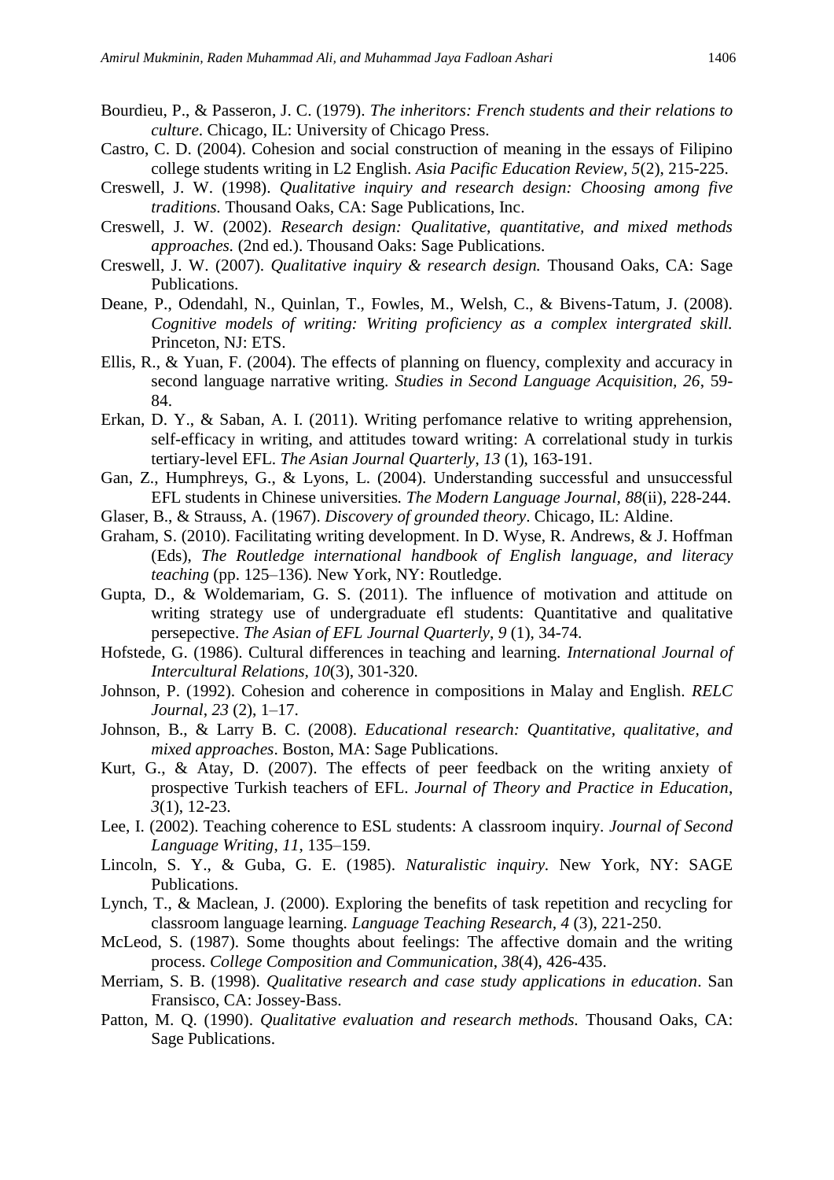Bourdieu, P., & Passeron, J. C. (1979). *The inheritors: French students and their relations to culture*. Chicago, IL: University of Chicago Press.

Castro, C. D. (2004). Cohesion and social construction of meaning in the essays of Filipino college students writing in L2 English. *Asia Pacific Education Review, 5*(2), 215-225.

Creswell, J. W. (1998). *Qualitative inquiry and research design: Choosing among five traditions.* Thousand Oaks, CA: Sage Publications, Inc.

Creswell, J. W. (2002). *Research design: Qualitative, quantitative, and mixed methods approaches.* (2nd ed.). Thousand Oaks: Sage Publications.

Creswell, J. W. (2007). *Qualitative inquiry & research design.* Thousand Oaks, CA: Sage Publications.

Deane, P., Odendahl, N., Quinlan, T., Fowles, M., Welsh, C., & Bivens-Tatum, J. (2008). *Cognitive models of writing: Writing proficiency as a complex intergrated skill.* Princeton, NJ: ETS.

Ellis, R., & Yuan, F. (2004). The effects of planning on fluency, complexity and accuracy in second language narrative writing. *Studies in Second Language Acquisition, 26*, 59-84.

Erkan, D. Y., & Saban, A. I. (2011). Writing perfomance relative to writing apprehension, self-efficacy in writing, and attitudes toward writing: A correlational study in turkis tertiary-level EFL. *The Asian Journal Quarterly*, *13* (1), 163-191.

Gan, Z., Humphreys, G., & Lyons, L. (2004). Understanding successful and unsuccessful EFL students in Chinese universities*. The Modern Language Journal, 88*(ii), 228-244.

Glaser, B., & Strauss, A. (1967). *Discovery of grounded theory*. Chicago, IL: Aldine.

Graham, S. (2010). Facilitating writing development. In D. Wyse, R. Andrews, & J. Hoffman (Eds), *The Routledge international handbook of English language, and literacy teaching* (pp. 125–136)*.* New York, NY: Routledge.

Gupta, D., & Woldemariam, G. S. (2011). The influence of motivation and attitude on writing strategy use of undergraduate efl students: Quantitative and qualitative persepective. *The Asian of EFL Journal Quarterly, 9* (1), 34-74.

Hofstede, G. (1986). Cultural differences in teaching and learning. *International Journal of Intercultural Relations, 10*(3), 301-320.

Johnson, P. (1992). Cohesion and coherence in compositions in Malay and English. *RELC Journal*, *23* (2), 1–17.

Johnson, B., & Larry B. C. (2008). *Educational research: Quantitative, qualitative, and mixed approaches*. Boston, MA: Sage Publications.

Kurt, G., & Atay, D. (2007). The effects of peer feedback on the writing anxiety of prospective Turkish teachers of EFL. *Journal of Theory and Practice in Education*, *3*(1), 12-23.

Lee, I. (2002). Teaching coherence to ESL students: A classroom inquiry. *Journal of Second Language Writing, 11,* 135–159.

Lincoln, S. Y., & Guba, G. E. (1985). *Naturalistic inquiry.* New York, NY: SAGE Publications.

Lynch, T., & Maclean, J. (2000). Exploring the benefits of task repetition and recycling for classroom language learning. *Language Teaching Research, 4* (3), 221-250.

McLeod, S. (1987). Some thoughts about feelings: The affective domain and the writing process. *College Composition and Communication, 38*(4), 426-435.

Merriam, S. B. (1998). *Qualitative research and case study applications in education*. San Fransisco, CA: Jossey-Bass.

Patton, M. Q. (1990). *Qualitative evaluation and research methods.* Thousand Oaks, CA: Sage Publications.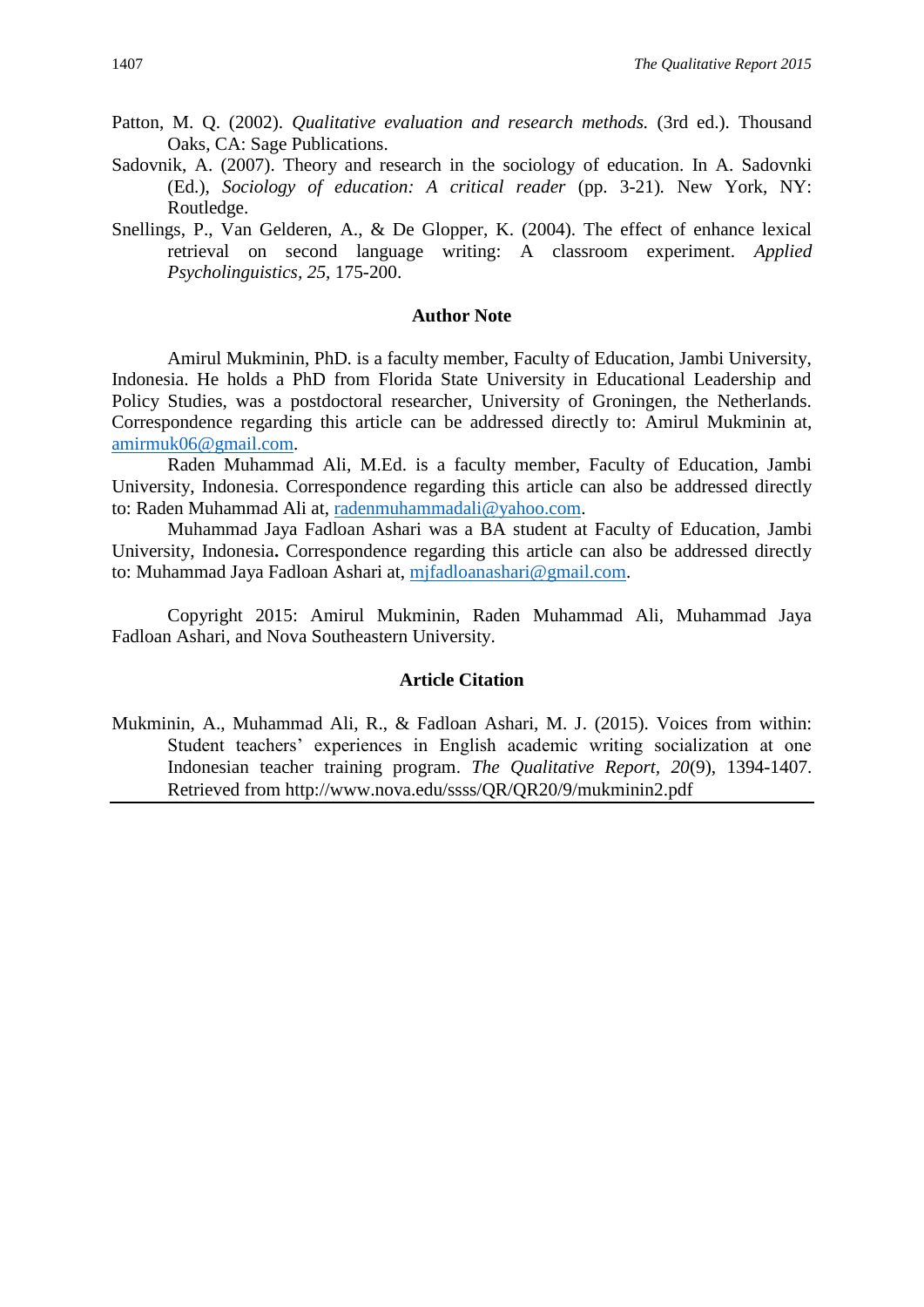Patton, M. Q. (2002). *Qualitative evaluation and research methods.* (3rd ed.). Thousand Oaks, CA: Sage Publications.

Sadovnik, A. (2007). Theory and research in the sociology of education. In A. Sadovnki (Ed.), *Sociology of education: A critical reader* (pp. 3-21)*.* New York, NY: Routledge.

Snellings, P., Van Gelderen, A., & De Glopper, K. (2004). The effect of enhance lexical retrieval on second language writing: A classroom experiment. *Applied Psycholinguistics, 25*, 175-200.

## Author Note

Amirul Mukminin, PhD. is a faculty member, Faculty of Education, Jambi University, Indonesia. He holds a PhD from Florida State University in Educational Leadership and Policy Studies, was a postdoctoral researcher, University of Groningen, the Netherlands. Correspondence regarding this article can be addressed directly to: Amirul Mukminin at, amirmuk06@gmail.com.

Raden Muhammad Ali, M.Ed. is a faculty member, Faculty of Education, Jambi University, Indonesia. Correspondence regarding this article can also be addressed directly to: Raden Muhammad Ali at, radenmuhammadali@yahoo.com.

Muhammad Jaya Fadloan Ashari was a BA student at Faculty of Education, Jambi University, Indonesia**.** Correspondence regarding this article can also be addressed directly to: Muhammad Jaya Fadloan Ashari at, mjfadloanashari@gmail.com.

Copyright 2015: Amirul Mukminin, Raden Muhammad Ali, Muhammad Jaya Fadloan Ashari, and Nova Southeastern University.

## Article Citation

Mukminin, A., Muhammad Ali, R., & Fadloan Ashari, M. J. (2015). Voices from within: Student teachers' experiences in English academic writing socialization at one Indonesian teacher training program. *The Qualitative Report, 20*(9), 1394-1407. Retrieved from http://www.nova.edu/ssss/QR/QR20/9/mukminin2.pdf